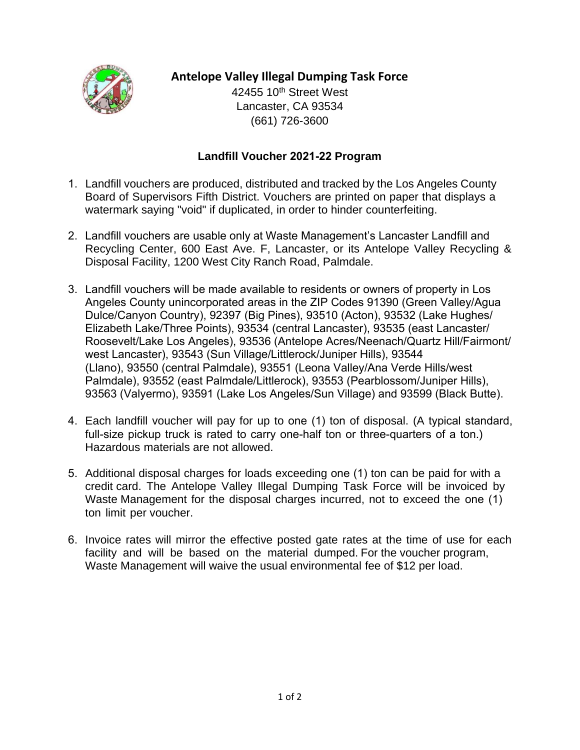# Antelope Valley Illegal Dumping Task Force

42455 10th Street West
Lancaster, CA 93534
(661) 726-3600

## Landfill Voucher 2021-22 Program

1. Landfill vouchers are produced, distributed and tracked by the Los Angeles County Board of Supervisors Fifth District. Vouchers are printed on paper that displays a watermark saying "void" if duplicated, in order to hinder counterfeiting.

2. Landfill vouchers are usable only at Waste Management's Lancaster Landfill and Recycling Center, 600 East Ave. F, Lancaster, or its Antelope Valley Recycling & Disposal Facility, 1200 West City Ranch Road, Palmdale.

3. Landfill vouchers will be made available to residents or owners of property in Los Angeles County unincorporated areas in the ZIP Codes 91390 (Green Valley/Agua Dulce/Canyon Country), 92397 (Big Pines), 93510 (Acton), 93532 (Lake Hughes/ Elizabeth Lake/Three Points), 93534 (central Lancaster), 93535 (east Lancaster/ Roosevelt/Lake Los Angeles), 93536 (Antelope Acres/Neenach/Quartz Hill/Fairmont/ west Lancaster), 93543 (Sun Village/Littlerock/Juniper Hills), 93544 (Llano), 93550 (central Palmdale), 93551 (Leona Valley/Ana Verde Hills/west Palmdale), 93552 (east Palmdale/Littlerock), 93553 (Pearblossom/Juniper Hills), 93563 (Valyermo), 93591 (Lake Los Angeles/Sun Village) and 93599 (Black Butte).

4. Each landfill voucher will pay for up to one (1) ton of disposal. (A typical standard, full-size pickup truck is rated to carry one-half ton or three-quarters of a ton.) Hazardous materials are not allowed.

5. Additional disposal charges for loads exceeding one (1) ton can be paid for with a credit card. The Antelope Valley Illegal Dumping Task Force will be invoiced by Waste Management for the disposal charges incurred, not to exceed the one (1) ton limit per voucher.

6. Invoice rates will mirror the effective posted gate rates at the time of use for each facility and will be based on the material dumped. For the voucher program, Waste Management will waive the usual environmental fee of $12 per load.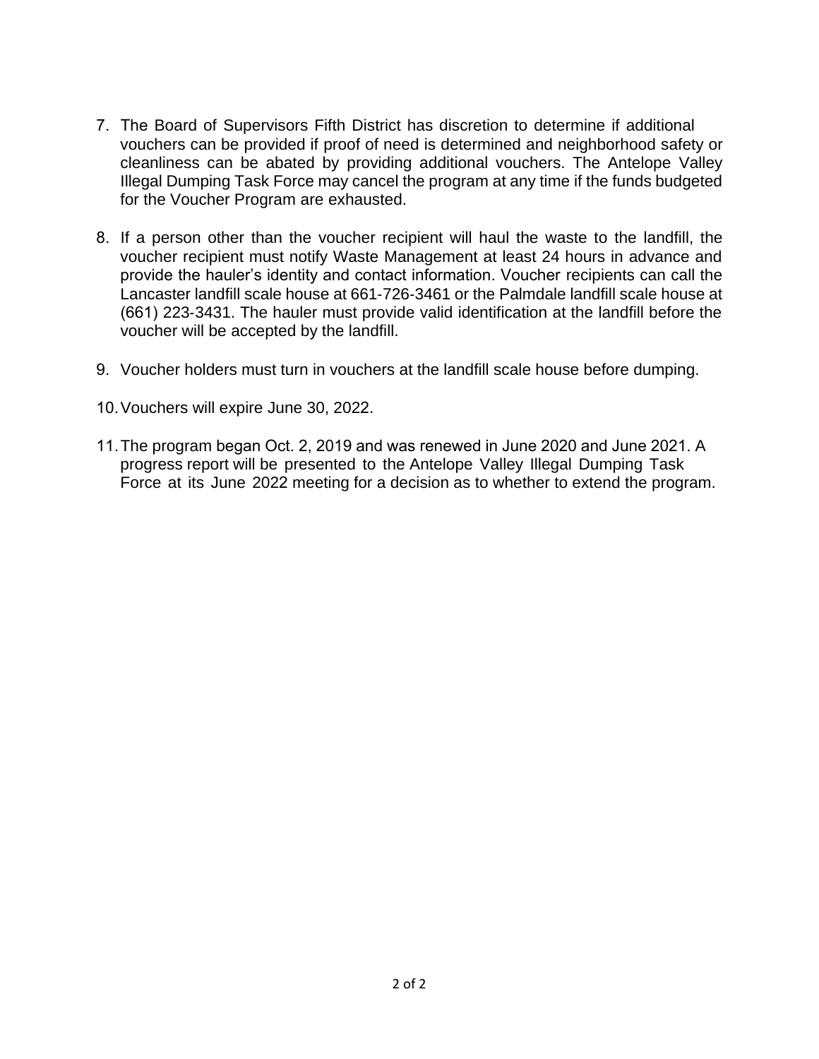7. The Board of Supervisors Fifth District has discretion to determine if additional vouchers can be provided if proof of need is determined and neighborhood safety or cleanliness can be abated by providing additional vouchers. The Antelope Valley Illegal Dumping Task Force may cancel the program at any time if the funds budgeted for the Voucher Program are exhausted.

8. If a person other than the voucher recipient will haul the waste to the landfill, the voucher recipient must notify Waste Management at least 24 hours in advance and provide the hauler's identity and contact information. Voucher recipients can call the Lancaster landfill scale house at 661-726-3461 or the Palmdale landfill scale house at (661) 223-3431. The hauler must provide valid identification at the landfill before the voucher will be accepted by the landfill.

9. Voucher holders must turn in vouchers at the landfill scale house before dumping.

10. Vouchers will expire June 30, 2022.

11. The program began Oct. 2, 2019 and was renewed in June 2020 and June 2021. A progress report will be presented to the Antelope Valley Illegal Dumping Task Force at its June 2022 meeting for a decision as to whether to extend the program.